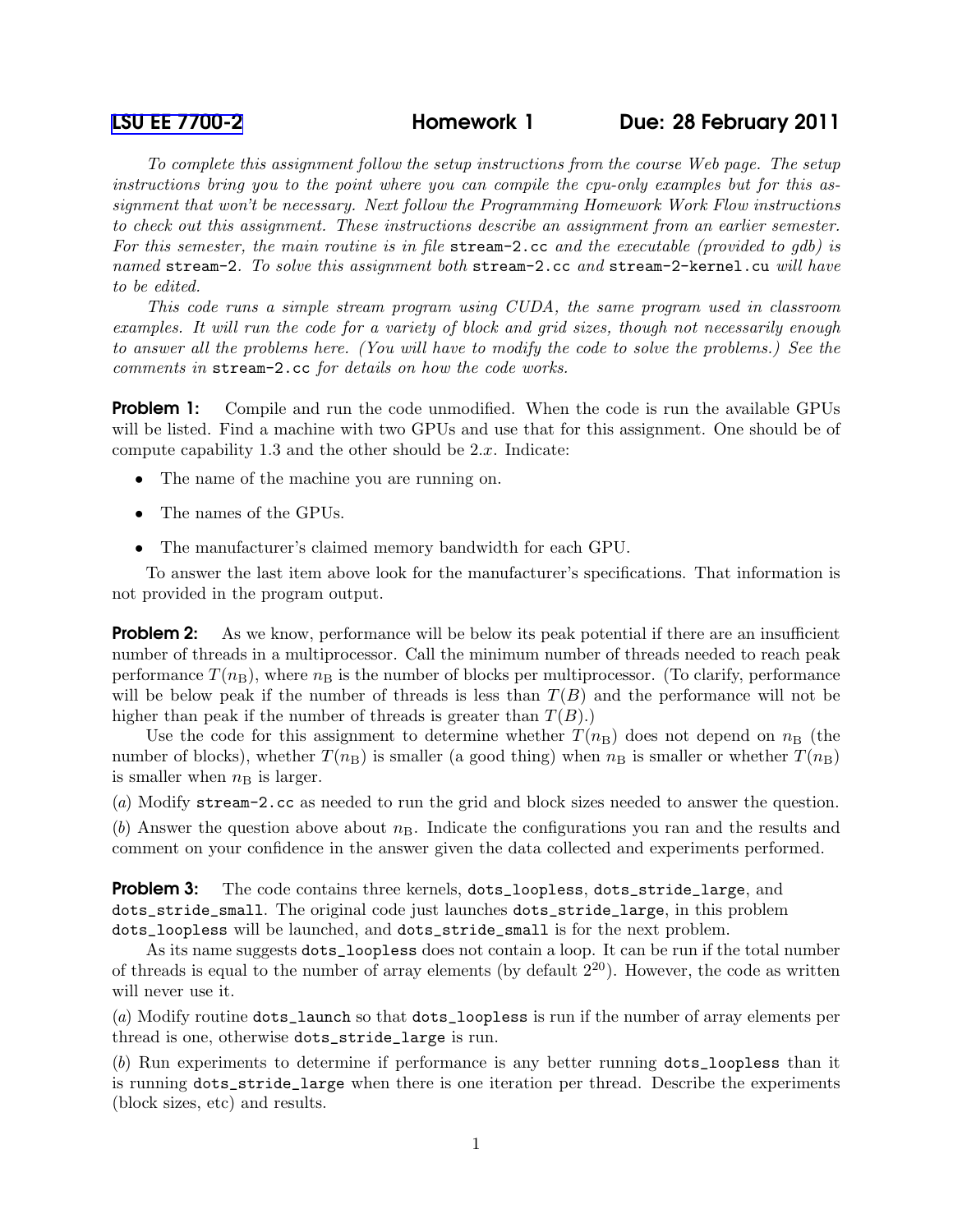[LSU EE 7700-2] **Homework 1** **Due: 28 February 2011**

*To complete this assignment follow the setup instructions from the course Web page. The setup instructions bring you to the point where you can compile the cpu-only examples but for this assignment that won't be necessary. Next follow the Programming Homework Work Flow instructions to check out this assignment. These instructions describe an assignment from an earlier semester. For this semester, the main routine is in file* `stream-2.cc` *and the executable (provided to gdb) is named* `stream-2`*. To solve this assignment both* `stream-2.cc` *and* `stream-2-kernel.cu` *will have to be edited.*

*This code runs a simple stream program using CUDA, the same program used in classroom examples. It will run the code for a variety of block and grid sizes, though not necessarily enough to answer all the problems here. (You will have to modify the code to solve the problems.) See the comments in* `stream-2.cc` *for details on how the code works.*

**Problem 1:** Compile and run the code unmodified. When the code is run the available GPUs will be listed. Find a machine with two GPUs and use that for this assignment. One should be of compute capability 1.3 and the other should be 2.$x$. Indicate:

- The name of the machine you are running on.
- The names of the GPUs.
- The manufacturer's claimed memory bandwidth for each GPU.

To answer the last item above look for the manufacturer's specifications. That information is not provided in the program output.

**Problem 2:** As we know, performance will be below its peak potential if there are an insufficient number of threads in a multiprocessor. Call the minimum number of threads needed to reach peak performance $T(n_\mathrm{B})$, where $n_\mathrm{B}$ is the number of blocks per multiprocessor. (To clarify, performance will be below peak if the number of threads is less than $T(B)$ and the performance will not be higher than peak if the number of threads is greater than $T(B)$.)

Use the code for this assignment to determine whether $T(n_\mathrm{B})$ does not depend on $n_\mathrm{B}$ (the number of blocks), whether $T(n_\mathrm{B})$ is smaller (a good thing) when $n_\mathrm{B}$ is smaller or whether $T(n_\mathrm{B})$ is smaller when $n_\mathrm{B}$ is larger.

(*a*) Modify `stream-2.cc` as needed to run the grid and block sizes needed to answer the question.

(*b*) Answer the question above about $n_\mathrm{B}$. Indicate the configurations you ran and the results and comment on your confidence in the answer given the data collected and experiments performed.

**Problem 3:** The code contains three kernels, `dots_loopless`, `dots_stride_large`, and `dots_stride_small`. The original code just launches `dots_stride_large`, in this problem `dots_loopless` will be launched, and `dots_stride_small` is for the next problem.

As its name suggests `dots_loopless` does not contain a loop. It can be run if the total number of threads is equal to the number of array elements (by default $2^{20}$). However, the code as written will never use it.

(*a*) Modify routine `dots_launch` so that `dots_loopless` is run if the number of array elements per thread is one, otherwise `dots_stride_large` is run.

(*b*) Run experiments to determine if performance is any better running `dots_loopless` than it is running `dots_stride_large` when there is one iteration per thread. Describe the experiments (block sizes, etc) and results.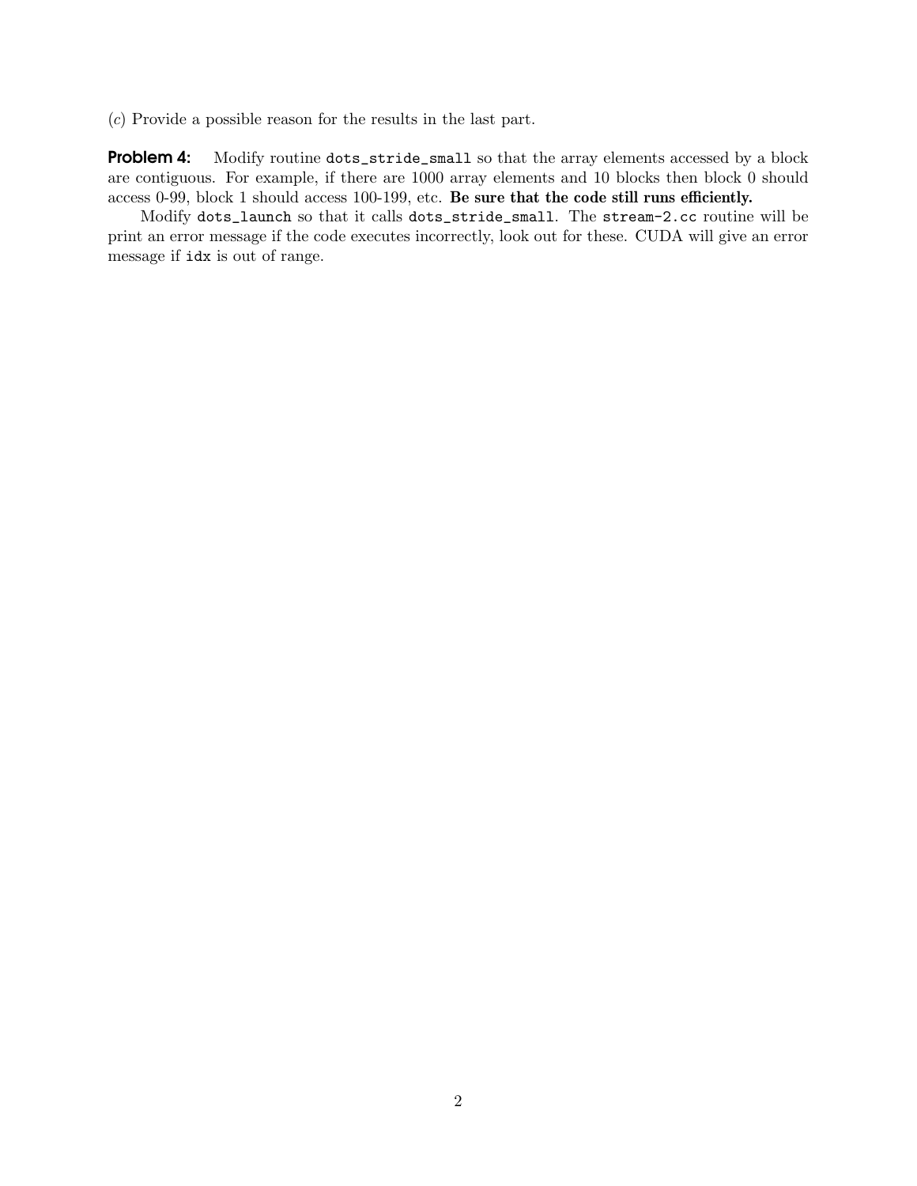(*c*) Provide a possible reason for the results in the last part.

**Problem 4:** Modify routine `dots_stride_small` so that the array elements accessed by a block are contiguous. For example, if there are 1000 array elements and 10 blocks then block 0 should access 0-99, block 1 should access 100-199, etc. **Be sure that the code still runs efficiently.**

Modify `dots_launch` so that it calls `dots_stride_small`. The `stream-2.cc` routine will be print an error message if the code executes incorrectly, look out for these. CUDA will give an error message if `idx` is out of range.